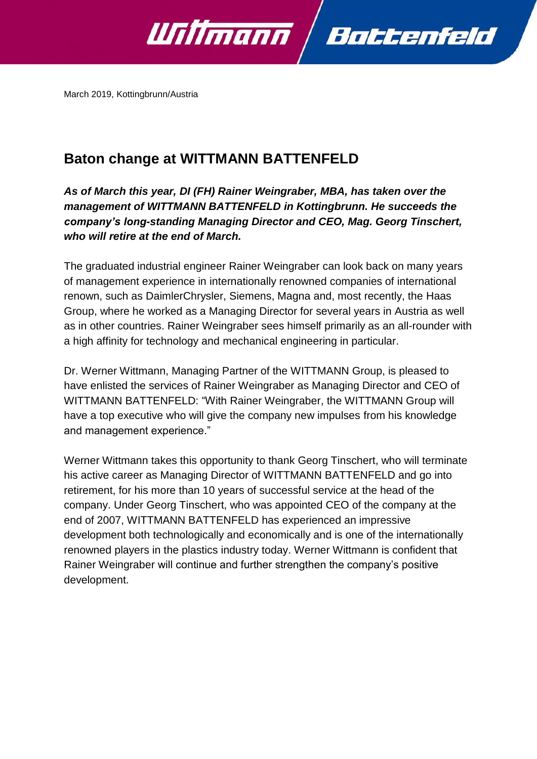March 2019, Kottingbrunn/Austria

# Baton change at WITTMANN BATTENFELD

***As of March this year, DI (FH) Rainer Weingraber, MBA, has taken over the management of WITTMANN BATTENFELD in Kottingbrunn. He succeeds the company's long-standing Managing Director and CEO, Mag. Georg Tinschert, who will retire at the end of March.***

The graduated industrial engineer Rainer Weingraber can look back on many years of management experience in internationally renowned companies of international renown, such as DaimlerChrysler, Siemens, Magna and, most recently, the Haas Group, where he worked as a Managing Director for several years in Austria as well as in other countries. Rainer Weingraber sees himself primarily as an all-rounder with a high affinity for technology and mechanical engineering in particular.

Dr. Werner Wittmann, Managing Partner of the WITTMANN Group, is pleased to have enlisted the services of Rainer Weingraber as Managing Director and CEO of WITTMANN BATTENFELD: "With Rainer Weingraber, the WITTMANN Group will have a top executive who will give the company new impulses from his knowledge and management experience."

Werner Wittmann takes this opportunity to thank Georg Tinschert, who will terminate his active career as Managing Director of WITTMANN BATTENFELD and go into retirement, for his more than 10 years of successful service at the head of the company. Under Georg Tinschert, who was appointed CEO of the company at the end of 2007, WITTMANN BATTENFELD has experienced an impressive development both technologically and economically and is one of the internationally renowned players in the plastics industry today. Werner Wittmann is confident that Rainer Weingraber will continue and further strengthen the company's positive development.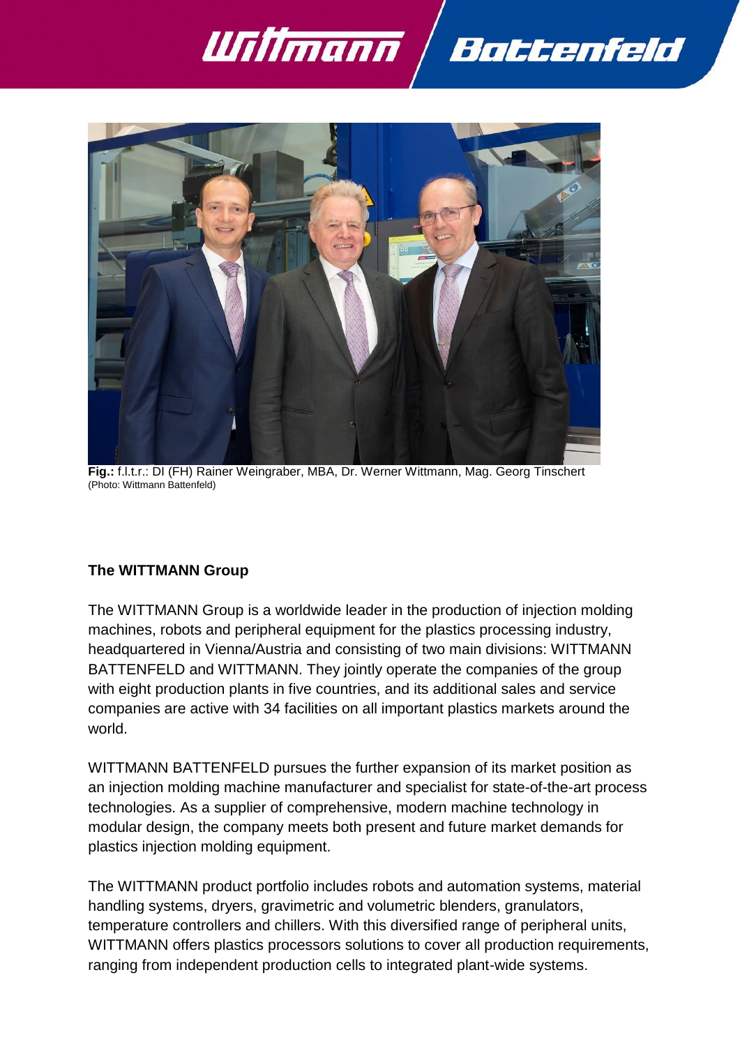**Fig.:** f.l.t.r.: DI (FH) Rainer Weingraber, MBA, Dr. Werner Wittmann, Mag. Georg Tinschert
(Photo: Wittmann Battenfeld)

**The WITTMANN Group**

The WITTMANN Group is a worldwide leader in the production of injection molding machines, robots and peripheral equipment for the plastics processing industry, headquartered in Vienna/Austria and consisting of two main divisions: WITTMANN BATTENFELD and WITTMANN. They jointly operate the companies of the group with eight production plants in five countries, and its additional sales and service companies are active with 34 facilities on all important plastics markets around the world.

WITTMANN BATTENFELD pursues the further expansion of its market position as an injection molding machine manufacturer and specialist for state-of-the-art process technologies. As a supplier of comprehensive, modern machine technology in modular design, the company meets both present and future market demands for plastics injection molding equipment.

The WITTMANN product portfolio includes robots and automation systems, material handling systems, dryers, gravimetric and volumetric blenders, granulators, temperature controllers and chillers. With this diversified range of peripheral units, WITTMANN offers plastics processors solutions to cover all production requirements, ranging from independent production cells to integrated plant-wide systems.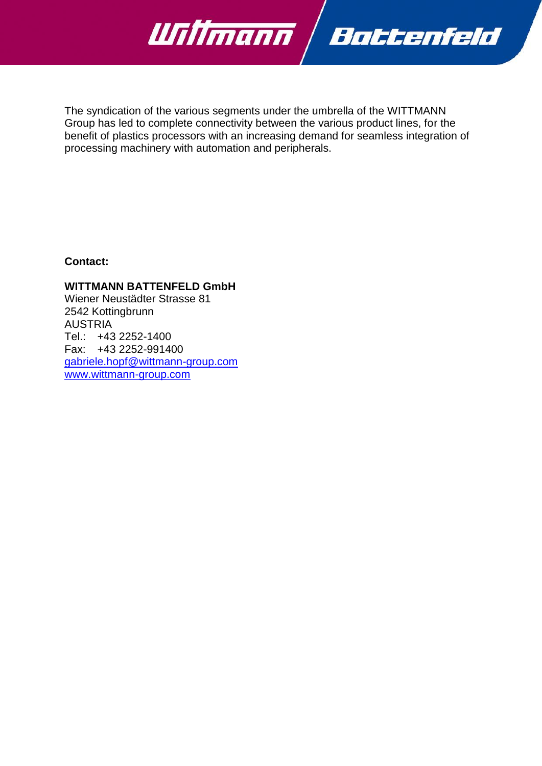The syndication of the various segments under the umbrella of the WITTMANN Group has led to complete connectivity between the various product lines, for the benefit of plastics processors with an increasing demand for seamless integration of processing machinery with automation and peripherals.

**Contact:**

**WITTMANN BATTENFELD GmbH**
Wiener Neustädter Strasse 81
2542 Kottingbrunn
AUSTRIA
Tel.: +43 2252-1400
Fax: +43 2252-991400
gabriele.hopf@wittmann-group.com
www.wittmann-group.com